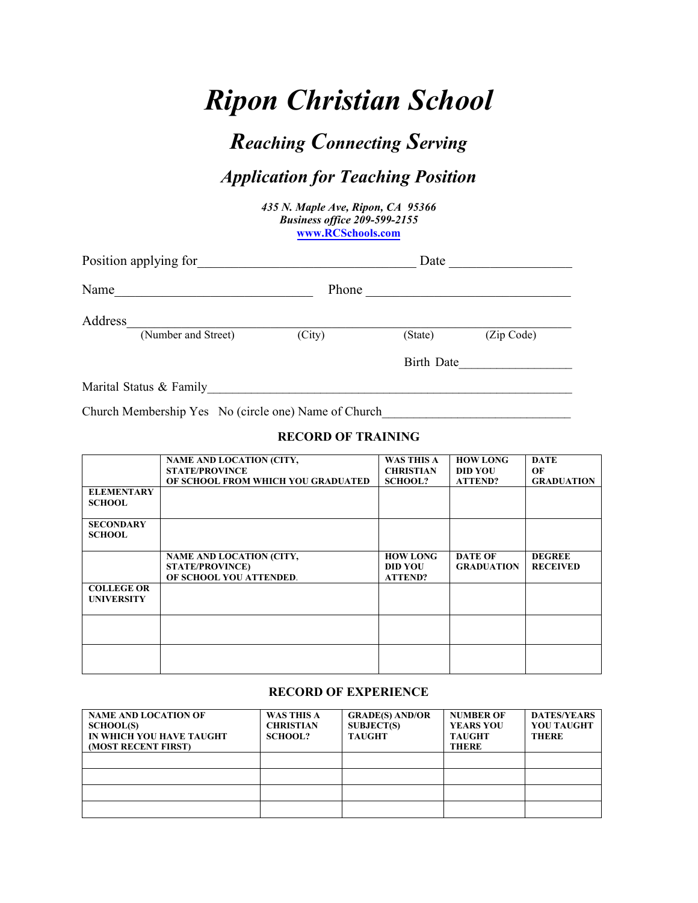# *Ripon Christian School*

## *Reaching Connecting Serving*

## *Application for Teaching Position*

***435 N. Maple Ave, Ripon, CA 95366***
***Business office 209-599-2155***
**[www.RCSchools.com](http://www.RCSchools.com)**

Position applying for_________________________________ Date __________________

Name_____________________________ Phone _______________________________

Address_____________________________________________________________________
(Number and Street) (City) (State) (Zip Code)

Birth Date__________________

Marital Status & Family________________________________________________________

Church Membership Yes No (circle one) Name of Church_____________________________

### RECORD OF TRAINING

| | NAME AND LOCATION (CITY, STATE/PROVINCE OF SCHOOL FROM WHICH YOU GRADUATED | WAS THIS A CHRISTIAN SCHOOL? | HOW LONG DID YOU ATTEND? | DATE OF GRADUATION |
|---|---|---|---|---|
| ELEMENTARY SCHOOL | | | | |
| SECONDARY SCHOOL | | | | |
| | NAME AND LOCATION (CITY, STATE/PROVINCE) OF SCHOOL YOU ATTENDED. | HOW LONG DID YOU ATTEND? | DATE OF GRADUATION | DEGREE RECEIVED |
| COLLEGE OR UNIVERSITY | | | | |
| | | | | |
| | | | | |

### RECORD OF EXPERIENCE

| NAME AND LOCATION OF SCHOOL(S) IN WHICH YOU HAVE TAUGHT (MOST RECENT FIRST) | WAS THIS A CHRISTIAN SCHOOL? | GRADE(S) AND/OR SUBJECT(S) TAUGHT | NUMBER OF YEARS YOU TAUGHT THERE | DATES/YEARS YOU TAUGHT THERE |
|---|---|---|---|---|
| | | | | |
| | | | | |
| | | | | |
| | | | | |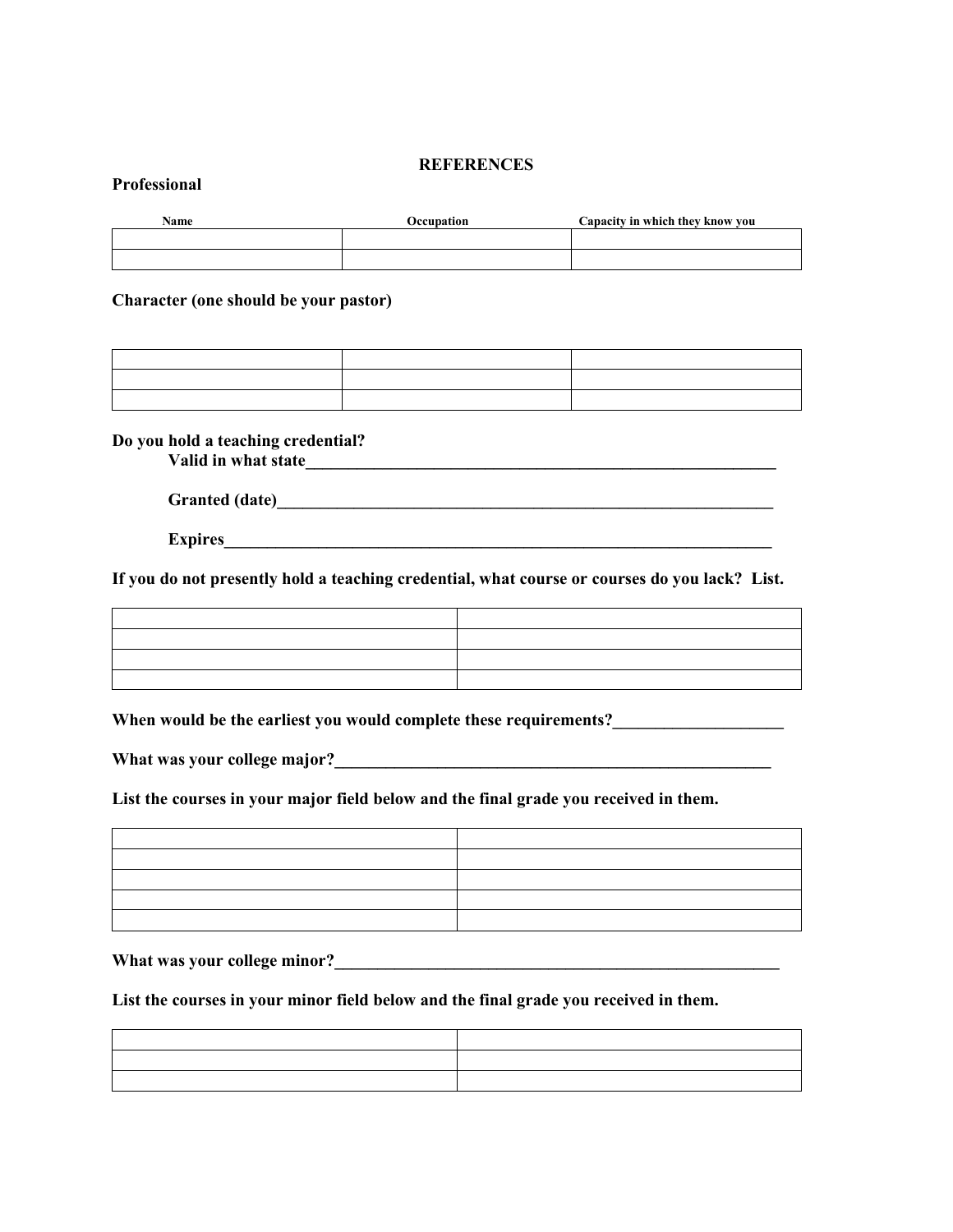# REFERENCES

**Professional**

| Name | Occupation | Capacity in which they know you |
|---|---|---|
| | | |
| | | |

**Character (one should be your pastor)**

| | | |
|---|---|---|
| | | |
| | | |
| | | |

**Do you hold a teaching credential?**

**Valid in what state**\_\_\_\_\_\_\_\_\_\_\_\_\_\_\_\_\_\_\_\_\_\_\_\_\_\_\_\_\_\_\_\_\_\_\_\_\_\_\_\_\_\_\_\_\_\_\_\_\_\_\_\_

**Granted (date)**\_\_\_\_\_\_\_\_\_\_\_\_\_\_\_\_\_\_\_\_\_\_\_\_\_\_\_\_\_\_\_\_\_\_\_\_\_\_\_\_\_\_\_\_\_\_\_\_\_\_\_\_\_\_\_

**Expires**\_\_\_\_\_\_\_\_\_\_\_\_\_\_\_\_\_\_\_\_\_\_\_\_\_\_\_\_\_\_\_\_\_\_\_\_\_\_\_\_\_\_\_\_\_\_\_\_\_\_\_\_\_\_\_\_\_\_\_\_\_

**If you do not presently hold a teaching credential, what course or courses do you lack? List.**

| | |
|---|---|
| | |
| | |
| | |
| | |

**When would be the earliest you would complete these requirements?**\_\_\_\_\_\_\_\_\_\_\_\_\_\_\_\_\_\_\_\_

**What was your college major?**\_\_\_\_\_\_\_\_\_\_\_\_\_\_\_\_\_\_\_\_\_\_\_\_\_\_\_\_\_\_\_\_\_\_\_\_\_\_\_\_\_\_\_\_\_\_\_\_\_\_\_\_

**List the courses in your major field below and the final grade you received in them.**

| | |
|---|---|
| | |
| | |
| | |
| | |
| | |

**What was your college minor?**\_\_\_\_\_\_\_\_\_\_\_\_\_\_\_\_\_\_\_\_\_\_\_\_\_\_\_\_\_\_\_\_\_\_\_\_\_\_\_\_\_\_\_\_\_\_\_\_\_\_\_\_\_\_

**List the courses in your minor field below and the final grade you received in them.**

| | |
|---|---|
| | |
| | |
| | |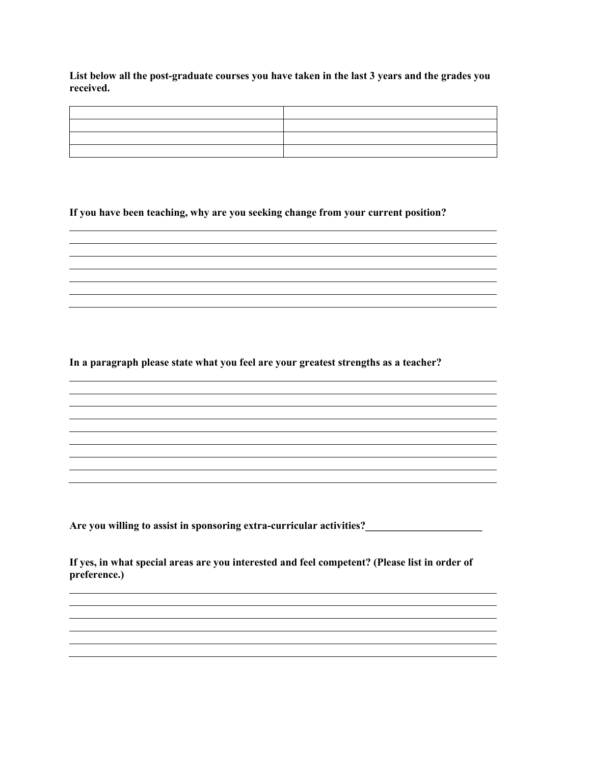**List below all the post-graduate courses you have taken in the last 3 years and the grades you received.**

| | |
|---|---|
| | |
| | |
| | |
| | |

**If you have been teaching, why are you seeking change from your current position?**

\_\_\_\_\_\_\_\_\_\_\_\_\_\_\_\_\_\_\_\_\_\_\_\_\_\_\_\_\_\_\_\_\_\_\_\_\_\_\_\_\_\_\_\_\_\_\_\_\_\_\_\_\_\_\_\_\_\_\_\_\_\_\_\_\_\_\_\_\_\_\_\_\_\_\_\_\_\_
\_\_\_\_\_\_\_\_\_\_\_\_\_\_\_\_\_\_\_\_\_\_\_\_\_\_\_\_\_\_\_\_\_\_\_\_\_\_\_\_\_\_\_\_\_\_\_\_\_\_\_\_\_\_\_\_\_\_\_\_\_\_\_\_\_\_\_\_\_\_\_\_\_\_\_\_\_\_
\_\_\_\_\_\_\_\_\_\_\_\_\_\_\_\_\_\_\_\_\_\_\_\_\_\_\_\_\_\_\_\_\_\_\_\_\_\_\_\_\_\_\_\_\_\_\_\_\_\_\_\_\_\_\_\_\_\_\_\_\_\_\_\_\_\_\_\_\_\_\_\_\_\_\_\_\_\_
\_\_\_\_\_\_\_\_\_\_\_\_\_\_\_\_\_\_\_\_\_\_\_\_\_\_\_\_\_\_\_\_\_\_\_\_\_\_\_\_\_\_\_\_\_\_\_\_\_\_\_\_\_\_\_\_\_\_\_\_\_\_\_\_\_\_\_\_\_\_\_\_\_\_\_\_\_\_
\_\_\_\_\_\_\_\_\_\_\_\_\_\_\_\_\_\_\_\_\_\_\_\_\_\_\_\_\_\_\_\_\_\_\_\_\_\_\_\_\_\_\_\_\_\_\_\_\_\_\_\_\_\_\_\_\_\_\_\_\_\_\_\_\_\_\_\_\_\_\_\_\_\_\_\_\_\_
\_\_\_\_\_\_\_\_\_\_\_\_\_\_\_\_\_\_\_\_\_\_\_\_\_\_\_\_\_\_\_\_\_\_\_\_\_\_\_\_\_\_\_\_\_\_\_\_\_\_\_\_\_\_\_\_\_\_\_\_\_\_\_\_\_\_\_\_\_\_\_\_\_\_\_\_\_\_
\_\_\_\_\_\_\_\_\_\_\_\_\_\_\_\_\_\_\_\_\_\_\_\_\_\_\_\_\_\_\_\_\_\_\_\_\_\_\_\_\_\_\_\_\_\_\_\_\_\_\_\_\_\_\_\_\_\_\_\_\_\_\_\_\_\_\_\_\_\_\_\_\_\_\_\_\_\_

**In a paragraph please state what you feel are your greatest strengths as a teacher?**

\_\_\_\_\_\_\_\_\_\_\_\_\_\_\_\_\_\_\_\_\_\_\_\_\_\_\_\_\_\_\_\_\_\_\_\_\_\_\_\_\_\_\_\_\_\_\_\_\_\_\_\_\_\_\_\_\_\_\_\_\_\_\_\_\_\_\_\_\_\_\_\_\_\_\_\_\_\_
\_\_\_\_\_\_\_\_\_\_\_\_\_\_\_\_\_\_\_\_\_\_\_\_\_\_\_\_\_\_\_\_\_\_\_\_\_\_\_\_\_\_\_\_\_\_\_\_\_\_\_\_\_\_\_\_\_\_\_\_\_\_\_\_\_\_\_\_\_\_\_\_\_\_\_\_\_\_
\_\_\_\_\_\_\_\_\_\_\_\_\_\_\_\_\_\_\_\_\_\_\_\_\_\_\_\_\_\_\_\_\_\_\_\_\_\_\_\_\_\_\_\_\_\_\_\_\_\_\_\_\_\_\_\_\_\_\_\_\_\_\_\_\_\_\_\_\_\_\_\_\_\_\_\_\_\_
\_\_\_\_\_\_\_\_\_\_\_\_\_\_\_\_\_\_\_\_\_\_\_\_\_\_\_\_\_\_\_\_\_\_\_\_\_\_\_\_\_\_\_\_\_\_\_\_\_\_\_\_\_\_\_\_\_\_\_\_\_\_\_\_\_\_\_\_\_\_\_\_\_\_\_\_\_\_
\_\_\_\_\_\_\_\_\_\_\_\_\_\_\_\_\_\_\_\_\_\_\_\_\_\_\_\_\_\_\_\_\_\_\_\_\_\_\_\_\_\_\_\_\_\_\_\_\_\_\_\_\_\_\_\_\_\_\_\_\_\_\_\_\_\_\_\_\_\_\_\_\_\_\_\_\_\_
\_\_\_\_\_\_\_\_\_\_\_\_\_\_\_\_\_\_\_\_\_\_\_\_\_\_\_\_\_\_\_\_\_\_\_\_\_\_\_\_\_\_\_\_\_\_\_\_\_\_\_\_\_\_\_\_\_\_\_\_\_\_\_\_\_\_\_\_\_\_\_\_\_\_\_\_\_\_
\_\_\_\_\_\_\_\_\_\_\_\_\_\_\_\_\_\_\_\_\_\_\_\_\_\_\_\_\_\_\_\_\_\_\_\_\_\_\_\_\_\_\_\_\_\_\_\_\_\_\_\_\_\_\_\_\_\_\_\_\_\_\_\_\_\_\_\_\_\_\_\_\_\_\_\_\_\_
\_\_\_\_\_\_\_\_\_\_\_\_\_\_\_\_\_\_\_\_\_\_\_\_\_\_\_\_\_\_\_\_\_\_\_\_\_\_\_\_\_\_\_\_\_\_\_\_\_\_\_\_\_\_\_\_\_\_\_\_\_\_\_\_\_\_\_\_\_\_\_\_\_\_\_\_\_\_
\_\_\_\_\_\_\_\_\_\_\_\_\_\_\_\_\_\_\_\_\_\_\_\_\_\_\_\_\_\_\_\_\_\_\_\_\_\_\_\_\_\_\_\_\_\_\_\_\_\_\_\_\_\_\_\_\_\_\_\_\_\_\_\_\_\_\_\_\_\_\_\_\_\_\_\_\_\_

**Are you willing to assist in sponsoring extra-curricular activities?\_\_\_\_\_\_\_\_\_\_\_\_\_\_\_\_\_\_\_\_\_\_\_**

**If yes, in what special areas are you interested and feel competent? (Please list in order of preference.)**

\_\_\_\_\_\_\_\_\_\_\_\_\_\_\_\_\_\_\_\_\_\_\_\_\_\_\_\_\_\_\_\_\_\_\_\_\_\_\_\_\_\_\_\_\_\_\_\_\_\_\_\_\_\_\_\_\_\_\_\_\_\_\_\_\_\_\_\_\_\_\_\_\_\_\_\_\_\_
\_\_\_\_\_\_\_\_\_\_\_\_\_\_\_\_\_\_\_\_\_\_\_\_\_\_\_\_\_\_\_\_\_\_\_\_\_\_\_\_\_\_\_\_\_\_\_\_\_\_\_\_\_\_\_\_\_\_\_\_\_\_\_\_\_\_\_\_\_\_\_\_\_\_\_\_\_\_
\_\_\_\_\_\_\_\_\_\_\_\_\_\_\_\_\_\_\_\_\_\_\_\_\_\_\_\_\_\_\_\_\_\_\_\_\_\_\_\_\_\_\_\_\_\_\_\_\_\_\_\_\_\_\_\_\_\_\_\_\_\_\_\_\_\_\_\_\_\_\_\_\_\_\_\_\_\_
\_\_\_\_\_\_\_\_\_\_\_\_\_\_\_\_\_\_\_\_\_\_\_\_\_\_\_\_\_\_\_\_\_\_\_\_\_\_\_\_\_\_\_\_\_\_\_\_\_\_\_\_\_\_\_\_\_\_\_\_\_\_\_\_\_\_\_\_\_\_\_\_\_\_\_\_\_\_
\_\_\_\_\_\_\_\_\_\_\_\_\_\_\_\_\_\_\_\_\_\_\_\_\_\_\_\_\_\_\_\_\_\_\_\_\_\_\_\_\_\_\_\_\_\_\_\_\_\_\_\_\_\_\_\_\_\_\_\_\_\_\_\_\_\_\_\_\_\_\_\_\_\_\_\_\_\_
\_\_\_\_\_\_\_\_\_\_\_\_\_\_\_\_\_\_\_\_\_\_\_\_\_\_\_\_\_\_\_\_\_\_\_\_\_\_\_\_\_\_\_\_\_\_\_\_\_\_\_\_\_\_\_\_\_\_\_\_\_\_\_\_\_\_\_\_\_\_\_\_\_\_\_\_\_\_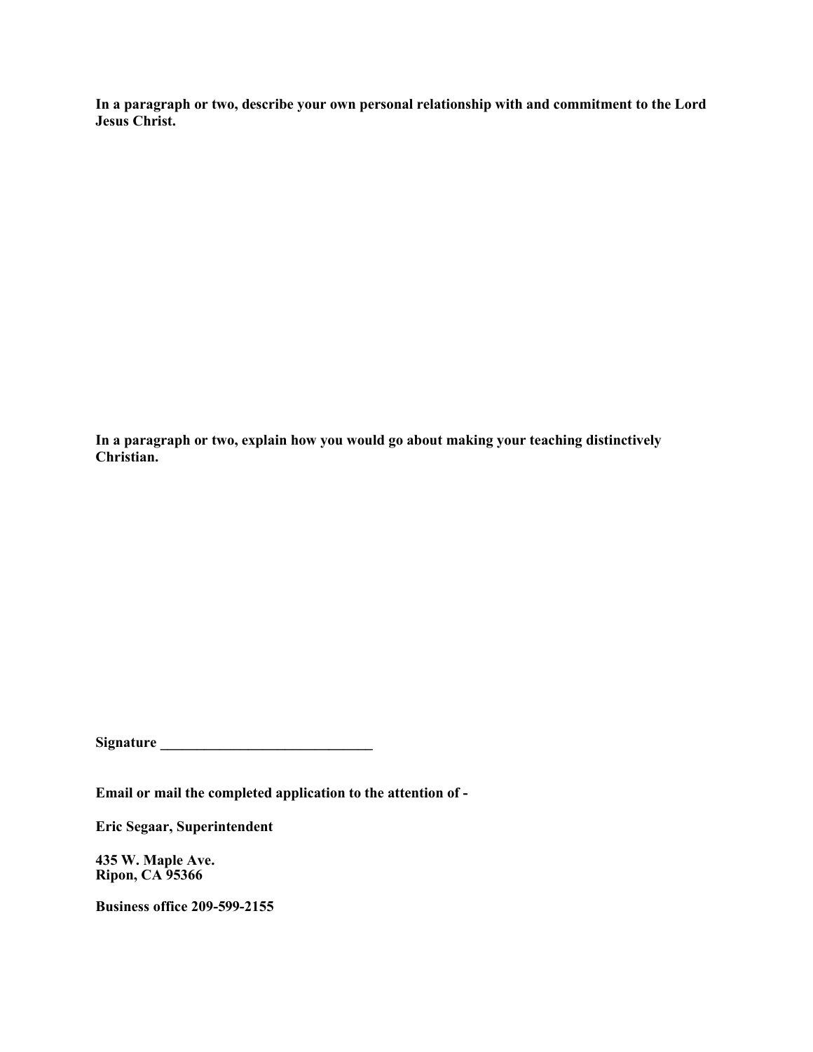**In a paragraph or two, describe your own personal relationship with and commitment to the Lord Jesus Christ.**

**In a paragraph or two, explain how you would go about making your teaching distinctively Christian.**

**Signature \_\_\_\_\_\_\_\_\_\_\_\_\_\_\_\_\_\_\_\_\_\_\_\_\_\_\_\_\_\_**

**Email or mail the completed application to the attention of -**

**Eric Segaar, Superintendent**

**435 W. Maple Ave.**
**Ripon, CA 95366**

**Business office 209-599-2155**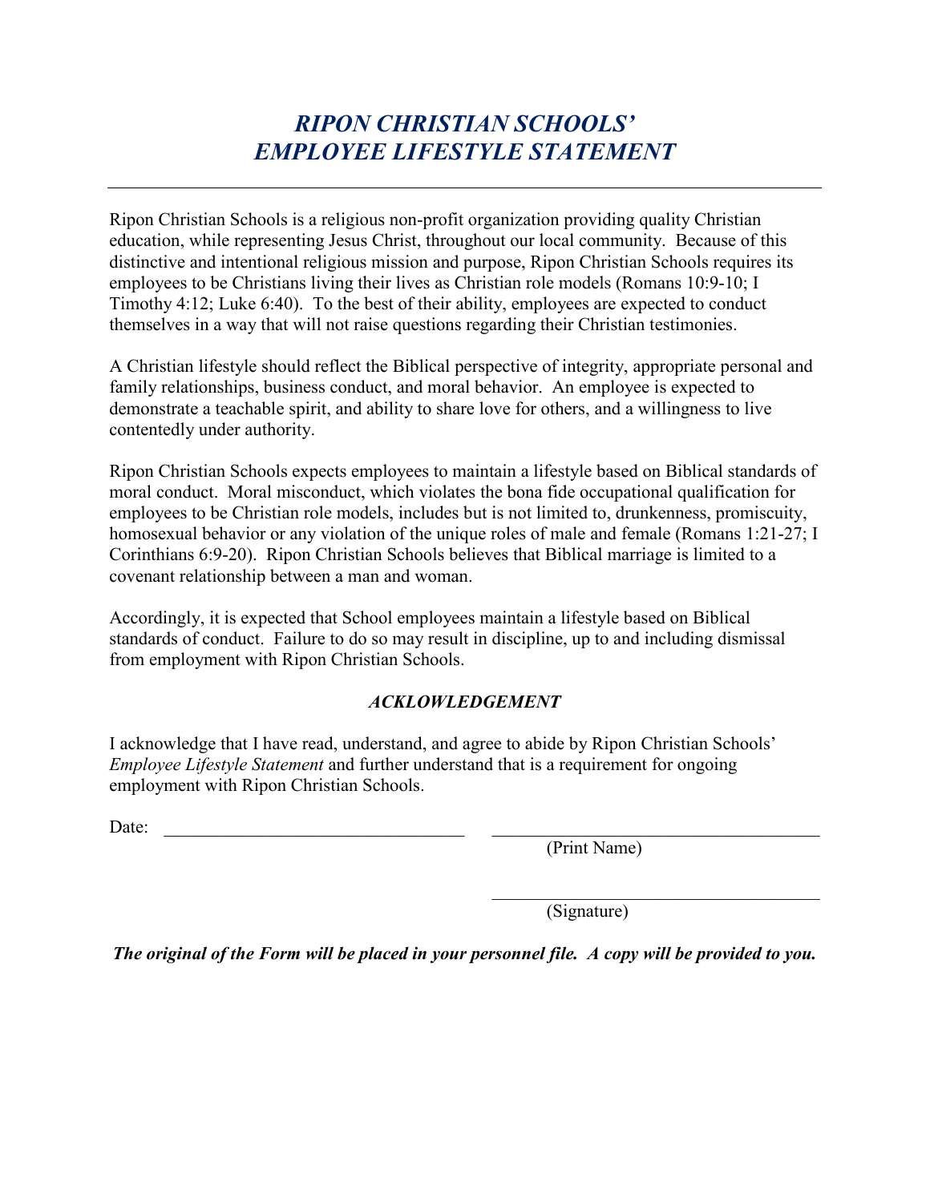# *RIPON CHRISTIAN SCHOOLS'*
# *EMPLOYEE LIFESTYLE STATEMENT*

---

Ripon Christian Schools is a religious non-profit organization providing quality Christian education, while representing Jesus Christ, throughout our local community. Because of this distinctive and intentional religious mission and purpose, Ripon Christian Schools requires its employees to be Christians living their lives as Christian role models (Romans 10:9-10; I Timothy 4:12; Luke 6:40). To the best of their ability, employees are expected to conduct themselves in a way that will not raise questions regarding their Christian testimonies.

A Christian lifestyle should reflect the Biblical perspective of integrity, appropriate personal and family relationships, business conduct, and moral behavior. An employee is expected to demonstrate a teachable spirit, and ability to share love for others, and a willingness to live contentedly under authority.

Ripon Christian Schools expects employees to maintain a lifestyle based on Biblical standards of moral conduct. Moral misconduct, which violates the bona fide occupational qualification for employees to be Christian role models, includes but is not limited to, drunkenness, promiscuity, homosexual behavior or any violation of the unique roles of male and female (Romans 1:21-27; I Corinthians 6:9-20). Ripon Christian Schools believes that Biblical marriage is limited to a covenant relationship between a man and woman.

Accordingly, it is expected that School employees maintain a lifestyle based on Biblical standards of conduct. Failure to do so may result in discipline, up to and including dismissal from employment with Ripon Christian Schools.

### *ACKLOWLEDGEMENT*

I acknowledge that I have read, understand, and agree to abide by Ripon Christian Schools' *Employee Lifestyle Statement* and further understand that is a requirement for ongoing employment with Ripon Christian Schools.

Date: ______________________________ ______________________________

(Print Name)

______________________________

(Signature)

***The original of the Form will be placed in your personnel file. A copy will be provided to you.***